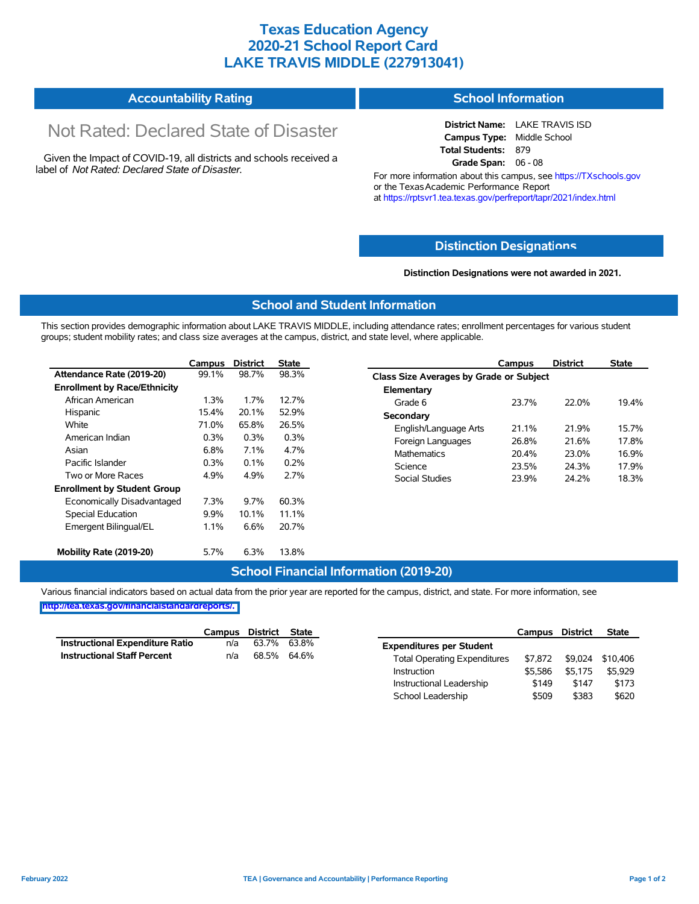# Texas Education Agency
# 2020-21 School Report Card
# LAKE TRAVIS MIDDLE (227913041)

## Accountability Rating

Not Rated: Declared State of Disaster

Given the Impact of COVID-19, all districts and schools received a label of *Not Rated: Declared State of Disaster*.

## School Information

**District Name:** LAKE TRAVIS ISD
**Campus Type:** Middle School
**Total Students:** 879
**Grade Span:** 06 - 08

For more information about this campus, see https://TXschools.gov or the Texas Academic Performance Report at https://rptsvr1.tea.texas.gov/perfreport/tapr/2021/index.html

## Distinction Designations

**Distinction Designations were not awarded in 2021.**

## School and Student Information

This section provides demographic information about LAKE TRAVIS MIDDLE, including attendance rates; enrollment percentages for various student groups; student mobility rates; and class size averages at the campus, district, and state level, where applicable.

| | Campus | District | State |
|---|---|---|---|
| **Attendance Rate (2019-20)** | 99.1% | 98.7% | 98.3% |
| **Enrollment by Race/Ethnicity** | | | |
| African American | 1.3% | 1.7% | 12.7% |
| Hispanic | 15.4% | 20.1% | 52.9% |
| White | 71.0% | 65.8% | 26.5% |
| American Indian | 0.3% | 0.3% | 0.3% |
| Asian | 6.8% | 7.1% | 4.7% |
| Pacific Islander | 0.3% | 0.1% | 0.2% |
| Two or More Races | 4.9% | 4.9% | 2.7% |
| **Enrollment by Student Group** | | | |
| Economically Disadvantaged | 7.3% | 9.7% | 60.3% |
| Special Education | 9.9% | 10.1% | 11.1% |
| Emergent Bilingual/EL | 1.1% | 6.6% | 20.7% |
| **Mobility Rate (2019-20)** | 5.7% | 6.3% | 13.8% |

| | Campus | District | State |
|---|---|---|---|
| **Class Size Averages by Grade or Subject** | | | |
| **Elementary** | | | |
| Grade 6 | 23.7% | 22.0% | 19.4% |
| **Secondary** | | | |
| English/Language Arts | 21.1% | 21.9% | 15.7% |
| Foreign Languages | 26.8% | 21.6% | 17.8% |
| Mathematics | 20.4% | 23.0% | 16.9% |
| Science | 23.5% | 24.3% | 17.9% |
| Social Studies | 23.9% | 24.2% | 18.3% |

## School Financial Information (2019-20)

Various financial indicators based on actual data from the prior year are reported for the campus, district, and state. For more information, see http://tea.texas.gov/financialstandardreports/.

| | Campus | District | State |
|---|---|---|---|
| **Instructional Expenditure Ratio** | n/a | 63.7% | 63.8% |
| **Instructional Staff Percent** | n/a | 68.5% | 64.6% |

| | Campus | District | State |
|---|---|---|---|
| **Expenditures per Student** | | | |
| Total Operating Expenditures | $7,872 | $9,024 | $10,406 |
| Instruction | $5,586 | $5,175 | $5,929 |
| Instructional Leadership | $149 | $147 | $173 |
| School Leadership | $509 | $383 | $620 |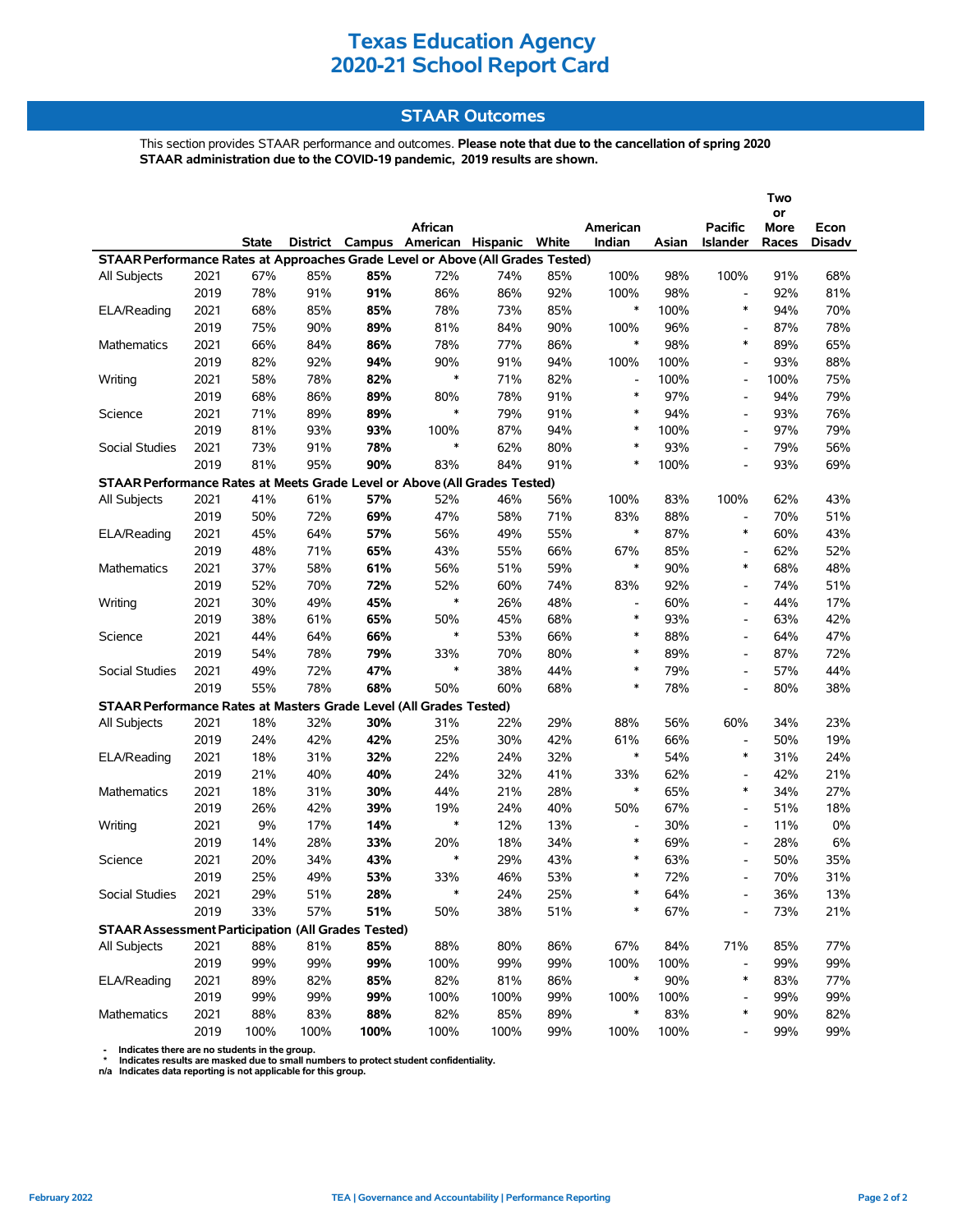# Texas Education Agency
# 2020-21 School Report Card

## STAAR Outcomes

This section provides STAAR performance and outcomes. **Please note that due to the cancellation of spring 2020 STAAR administration due to the COVID-19 pandemic, 2019 results are shown.**

| | | State | District | Campus | African American | Hispanic | White | American Indian | Asian | Pacific Islander | Two or More Races | Econ Disadv |
|---|---|---|---|---|---|---|---|---|---|---|---|---|
| **STAAR Performance Rates at Approaches Grade Level or Above (All Grades Tested)** | | | | | | | | | | | | |
| All Subjects | 2021 | 67% | 85% | **85%** | 72% | 74% | 85% | 100% | 98% | 100% | 91% | 68% |
| | 2019 | 78% | 91% | **91%** | 86% | 86% | 92% | 100% | 98% | - | 92% | 81% |
| ELA/Reading | 2021 | 68% | 85% | **85%** | 78% | 73% | 85% | * | 100% | * | 94% | 70% |
| | 2019 | 75% | 90% | **89%** | 81% | 84% | 90% | 100% | 96% | - | 87% | 78% |
| Mathematics | 2021 | 66% | 84% | **86%** | 78% | 77% | 86% | * | 98% | * | 89% | 65% |
| | 2019 | 82% | 92% | **94%** | 90% | 91% | 94% | 100% | 100% | - | 93% | 88% |
| Writing | 2021 | 58% | 78% | **82%** | * | 71% | 82% | - | 100% | - | 100% | 75% |
| | 2019 | 68% | 86% | **89%** | 80% | 78% | 91% | * | 97% | - | 94% | 79% |
| Science | 2021 | 71% | 89% | **89%** | * | 79% | 91% | * | 94% | - | 93% | 76% |
| | 2019 | 81% | 93% | **93%** | 100% | 87% | 94% | * | 100% | - | 97% | 79% |
| Social Studies | 2021 | 73% | 91% | **78%** | * | 62% | 80% | * | 93% | - | 79% | 56% |
| | 2019 | 81% | 95% | **90%** | 83% | 84% | 91% | * | 100% | - | 93% | 69% |
| **STAAR Performance Rates at Meets Grade Level or Above (All Grades Tested)** | | | | | | | | | | | | |
| All Subjects | 2021 | 41% | 61% | **57%** | 52% | 46% | 56% | 100% | 83% | 100% | 62% | 43% |
| | 2019 | 50% | 72% | **69%** | 47% | 58% | 71% | 83% | 88% | - | 70% | 51% |
| ELA/Reading | 2021 | 45% | 64% | **57%** | 56% | 49% | 55% | * | 87% | * | 60% | 43% |
| | 2019 | 48% | 71% | **65%** | 43% | 55% | 66% | 67% | 85% | - | 62% | 52% |
| Mathematics | 2021 | 37% | 58% | **61%** | 56% | 51% | 59% | * | 90% | * | 68% | 48% |
| | 2019 | 52% | 70% | **72%** | 52% | 60% | 74% | 83% | 92% | - | 74% | 51% |
| Writing | 2021 | 30% | 49% | **45%** | * | 26% | 48% | - | 60% | - | 44% | 17% |
| | 2019 | 38% | 61% | **65%** | 50% | 45% | 68% | * | 93% | - | 63% | 42% |
| Science | 2021 | 44% | 64% | **66%** | * | 53% | 66% | * | 88% | - | 64% | 47% |
| | 2019 | 54% | 78% | **79%** | 33% | 70% | 80% | * | 89% | - | 87% | 72% |
| Social Studies | 2021 | 49% | 72% | **47%** | * | 38% | 44% | * | 79% | - | 57% | 44% |
| | 2019 | 55% | 78% | **68%** | 50% | 60% | 68% | * | 78% | - | 80% | 38% |
| **STAAR Performance Rates at Masters Grade Level (All Grades Tested)** | | | | | | | | | | | | |
| All Subjects | 2021 | 18% | 32% | **30%** | 31% | 22% | 29% | 88% | 56% | 60% | 34% | 23% |
| | 2019 | 24% | 42% | **42%** | 25% | 30% | 42% | 61% | 66% | - | 50% | 19% |
| ELA/Reading | 2021 | 18% | 31% | **32%** | 22% | 24% | 32% | * | 54% | * | 31% | 24% |
| | 2019 | 21% | 40% | **40%** | 24% | 32% | 41% | 33% | 62% | - | 42% | 21% |
| Mathematics | 2021 | 18% | 31% | **30%** | 44% | 21% | 28% | * | 65% | * | 34% | 27% |
| | 2019 | 26% | 42% | **39%** | 19% | 24% | 40% | 50% | 67% | - | 51% | 18% |
| Writing | 2021 | 9% | 17% | **14%** | * | 12% | 13% | - | 30% | - | 11% | 0% |
| | 2019 | 14% | 28% | **33%** | 20% | 18% | 34% | * | 69% | - | 28% | 6% |
| Science | 2021 | 20% | 34% | **43%** | * | 29% | 43% | * | 63% | - | 50% | 35% |
| | 2019 | 25% | 49% | **53%** | 33% | 46% | 53% | * | 72% | - | 70% | 31% |
| Social Studies | 2021 | 29% | 51% | **28%** | * | 24% | 25% | * | 64% | - | 36% | 13% |
| | 2019 | 33% | 57% | **51%** | 50% | 38% | 51% | * | 67% | - | 73% | 21% |
| **STAAR Assessment Participation (All Grades Tested)** | | | | | | | | | | | | |
| All Subjects | 2021 | 88% | 81% | **85%** | 88% | 80% | 86% | 67% | 84% | 71% | 85% | 77% |
| | 2019 | 99% | 99% | **99%** | 100% | 99% | 99% | 100% | 100% | - | 99% | 99% |
| ELA/Reading | 2021 | 89% | 82% | **85%** | 82% | 81% | 86% | * | 90% | * | 83% | 77% |
| | 2019 | 99% | 99% | **99%** | 100% | 100% | 99% | 100% | 100% | - | 99% | 99% |
| Mathematics | 2021 | 88% | 83% | **88%** | 82% | 85% | 89% | * | 83% | * | 90% | 82% |
| | 2019 | 100% | 100% | **100%** | 100% | 100% | 99% | 100% | 100% | - | 99% | 99% |

- Indicates there are no students in the group.
* Indicates results are masked due to small numbers to protect student confidentiality.
n/a Indicates data reporting is not applicable for this group.